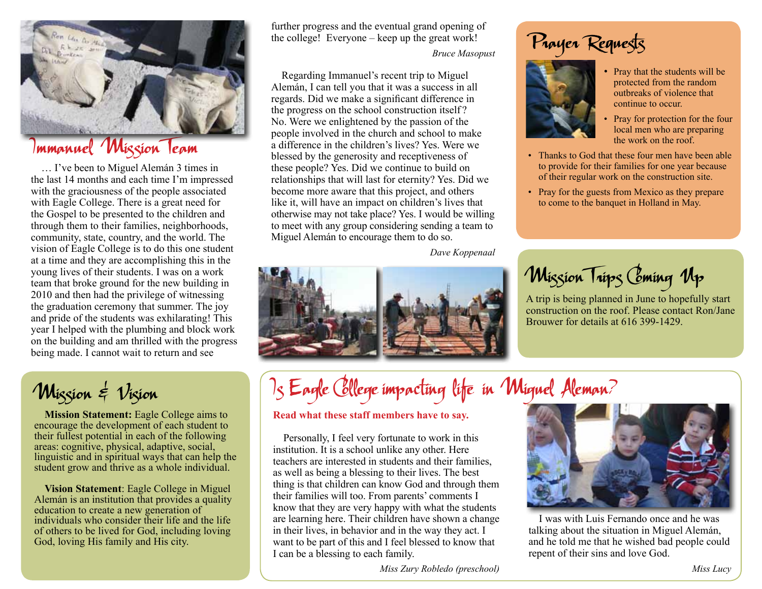## Immanuel Mission Team

… I've been to Miguel Alemán 3 times in the last 14 months and each time I'm impressed with the graciousness of the people associated with Eagle College. There is a great need for the Gospel to be presented to the children and through them to their families, neighborhoods, community, state, country, and the world. The vision of Eagle College is to do this one student at a time and they are accomplishing this in the young lives of their students. I was on a work team that broke ground for the new building in 2010 and then had the privilege of witnessing the graduation ceremony that summer. The joy and pride of the students was exhilarating! This year I helped with the plumbing and block work on the building and am thrilled with the progress being made. I cannot wait to return and see further progress and the eventual grand opening of the college! Everyone – keep up the great work!

*Bruce Masopust*

Regarding Immanuel's recent trip to Miguel Alemán, I can tell you that it was a success in all regards. Did we make a significant difference in the progress on the school construction itself? No. Were we enlightened by the passion of the people involved in the church and school to make a difference in the children's lives? Yes. Were we blessed by the generosity and receptiveness of these people? Yes. Did we continue to build on relationships that will last for eternity? Yes. Did we become more aware that this project, and others like it, will have an impact on children's lives that otherwise may not take place? Yes. I would be willing to meet with any group considering sending a team to Miguel Alemán to encourage them to do so.

*Dave Koppenaal*

## Prayer Requests

- Pray that the students will be protected from the random outbreaks of violence that continue to occur.
- Pray for protection for the four local men who are preparing the work on the roof.
- Thanks to God that these four men have been able to provide for their families for one year because of their regular work on the construction site.
- Pray for the guests from Mexico as they prepare to come to the banquet in Holland in May.

## Mission Trips Coming Up

A trip is being planned in June to hopefully start construction on the roof. Please contact Ron/Jane Brouwer for details at 616 399-1429.

## Mission & Vision

**Mission Statement:** Eagle College aims to encourage the development of each student to their fullest potential in each of the following areas: cognitive, physical, adaptive, social, linguistic and in spiritual ways that can help the student grow and thrive as a whole individual.

**Vision Statement**: Eagle College in Miguel Alemán is an institution that provides a quality education to create a new generation of individuals who consider their life and the life of others to be lived for God, including loving God, loving His family and His city.

## Is Eagle College impacting life in Miguel Aleman?

**Read what these staff members have to say.**

Personally, I feel very fortunate to work in this institution. It is a school unlike any other. Here teachers are interested in students and their families, as well as being a blessing to their lives. The best thing is that children can know God and through them their families will too. From parents' comments I know that they are very happy with what the students are learning here. Their children have shown a change in their lives, in behavior and in the way they act. I want to be part of this and I feel blessed to know that I can be a blessing to each family.

*Miss Zury Robledo (preschool)*

I was with Luis Fernando once and he was talking about the situation in Miguel Alemán, and he told me that he wished bad people could repent of their sins and love God.

*Miss Lucy*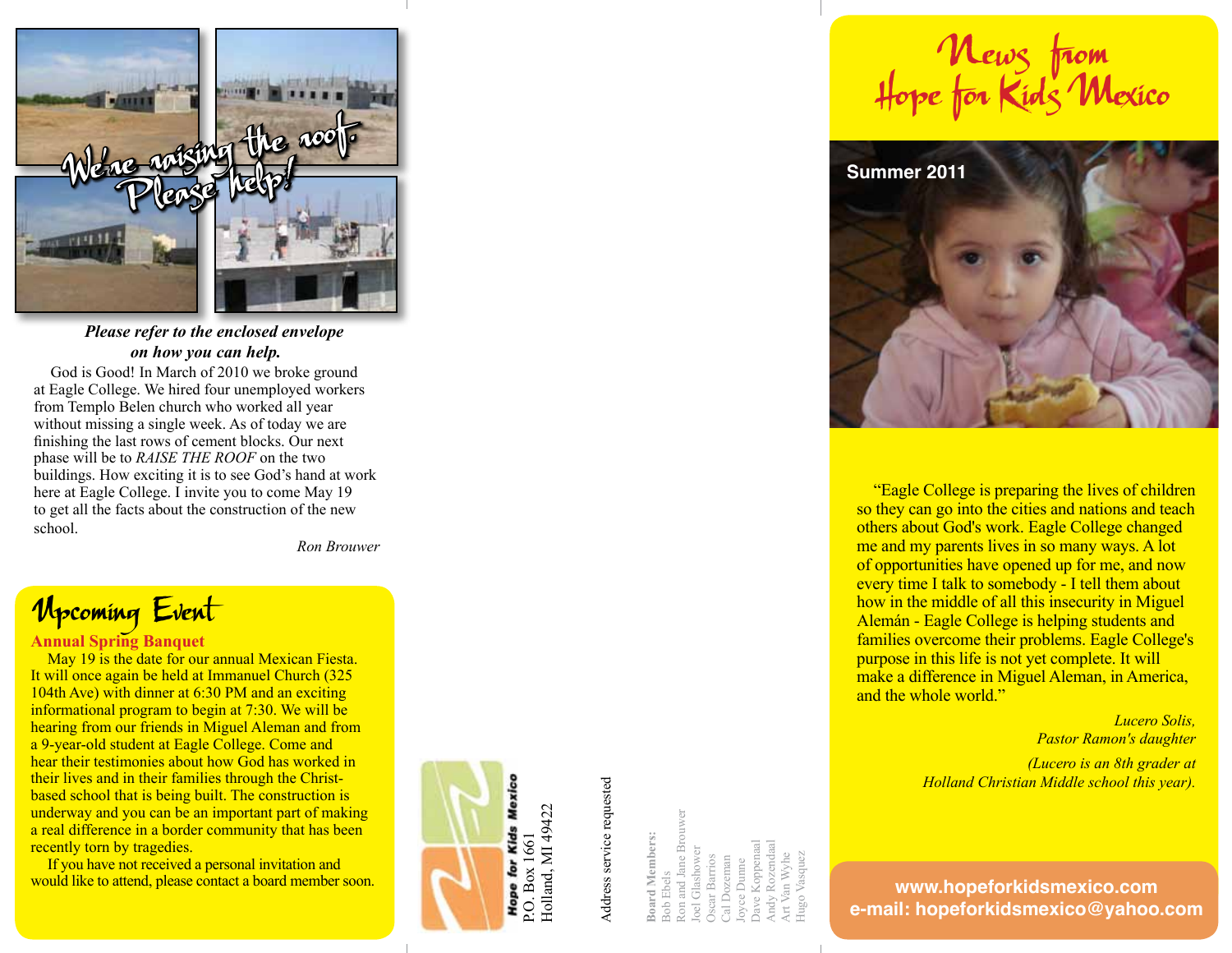# We're raising the roof. Please help!

***Please refer to the enclosed envelope on how you can help.***

God is Good! In March of 2010 we broke ground at Eagle College. We hired four unemployed workers from Templo Belen church who worked all year without missing a single week. As of today we are finishing the last rows of cement blocks. Our next phase will be to *RAISE THE ROOF* on the two buildings. How exciting it is to see God's hand at work here at Eagle College. I invite you to come May 19 to get all the facts about the construction of the new school.

*Ron Brouwer*

## Upcoming Event

### Annual Spring Banquet

May 19 is the date for our annual Mexican Fiesta. It will once again be held at Immanuel Church (325 104th Ave) with dinner at 6:30 PM and an exciting informational program to begin at 7:30. We will be hearing from our friends in Miguel Aleman and from a 9-year-old student at Eagle College. Come and hear their testimonies about how God has worked in their lives and in their families through the Christ-based school that is being built. The construction is underway and you can be an important part of making a real difference in a border community that has been recently torn by tragedies.

If you have not received a personal invitation and would like to attend, please contact a board member soon.

**Hope for Kids Mexico**
P.O. Box 1661
Holland, MI 49422

Address service requested

**Board Members:**
Bob Ebels
Ron and Jane Brouwer
Joel Glashower
Oscar Barrios
Cal Dozeman
Joyce Dunne
Dave Koppenaal
Andy Rozendaal
Art Van Wyhe
Hugo Vasquez

# News from Hope for Kids Mexico

**Summer 2011**

"Eagle College is preparing the lives of children so they can go into the cities and nations and teach others about God's work. Eagle College changed me and my parents lives in so many ways. A lot of opportunities have opened up for me, and now every time I talk to somebody - I tell them about how in the middle of all this insecurity in Miguel Alemán - Eagle College is helping students and families overcome their problems. Eagle College's purpose in this life is not yet complete. It will make a difference in Miguel Aleman, in America, and the whole world."

*Lucero Solis, Pastor Ramon's daughter*

*(Lucero is an 8th grader at Holland Christian Middle school this year).*

**www.hopeforkidsmexico.com**
**e-mail: hopeforkidsmexico@yahoo.com**